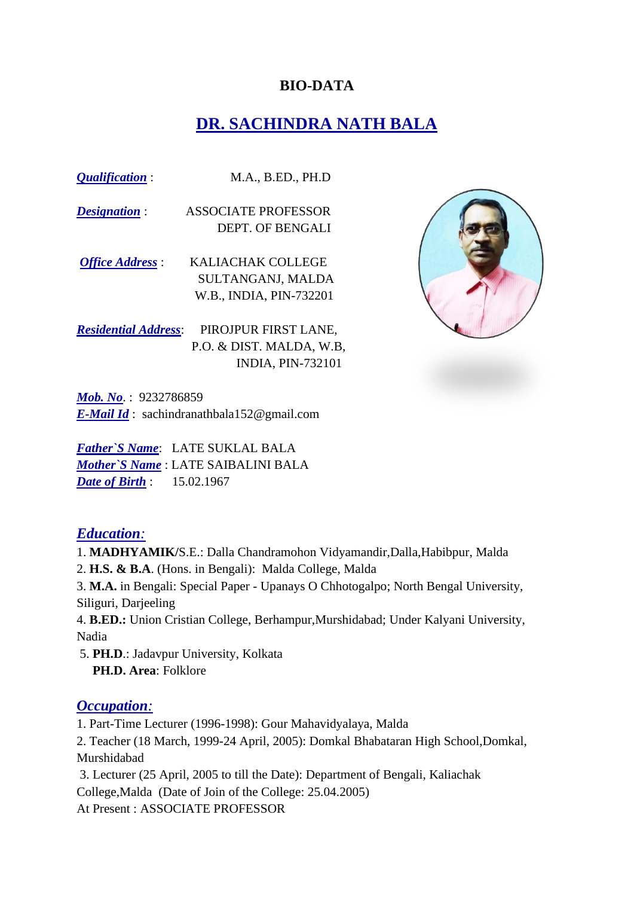**BIO-DATA**

# DR. SACHINDRA NATH BALA

***Qualification*** : M.A., B.ED., PH.D

***Designation*** : ASSOCIATE PROFESSOR
DEPT. OF BENGALI

***Office Address*** : KALIACHAK COLLEGE
SULTANGANJ, MALDA
W.B., INDIA, PIN-732201

***Residential Address***: PIROJPUR FIRST LANE,
P.O. & DIST. MALDA, W.B,
INDIA, PIN-732101

***Mob. No***. : 9232786859
***E-Mail Id*** : sachindranathbala152@gmail.com

***Father`S Name***: LATE SUKLAL BALA
***Mother`S Name*** : LATE SAIBALINI BALA
***Date of Birth*** : 15.02.1967

## *Education:*

1. **MADHYAMIK/**S.E.: Dalla Chandramohon Vidyamandir,Dalla,Habibpur, Malda
2. **H.S. & B.A**. (Hons. in Bengali): Malda College, Malda
3. **M.A.** in Bengali: Special Paper - Upanays O Chhotogalpo; North Bengal University, Siliguri, Darjeeling
4. **B.ED.:** Union Cristian College, Berhampur,Murshidabad; Under Kalyani University, Nadia
5. **PH.D**.: Jadavpur University, Kolkata
   **PH.D. Area**: Folklore

## *Occupation:*

1. Part-Time Lecturer (1996-1998): Gour Mahavidyalaya, Malda
2. Teacher (18 March, 1999-24 April, 2005): Domkal Bhabataran High School,Domkal, Murshidabad
3. Lecturer (25 April, 2005 to till the Date): Department of Bengali, Kaliachak College,Malda (Date of Join of the College: 25.04.2005)

At Present : ASSOCIATE PROFESSOR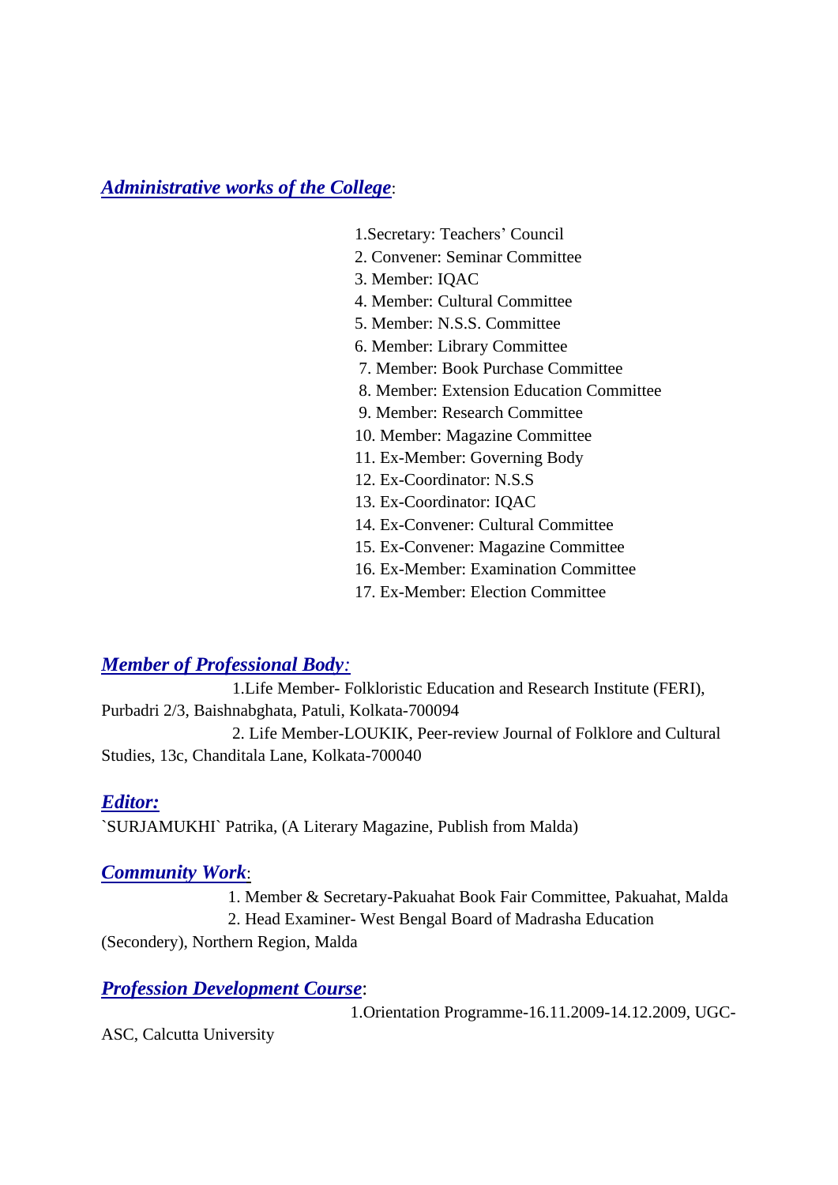## ***Administrative works of the College***:

1. Secretary: Teachers' Council
2. Convener: Seminar Committee
3. Member: IQAC
4. Member: Cultural Committee
5. Member: N.S.S. Committee
6. Member: Library Committee
7. Member: Book Purchase Committee
8. Member: Extension Education Committee
9. Member: Research Committee
10. Member: Magazine Committee
11. Ex-Member: Governing Body
12. Ex-Coordinator: N.S.S
13. Ex-Coordinator: IQAC
14. Ex-Convener: Cultural Committee
15. Ex-Convener: Magazine Committee
16. Ex-Member: Examination Committee
17. Ex-Member: Election Committee

## ***Member of Professional Body:***

1. Life Member- Folkloristic Education and Research Institute (FERI), Purbadri 2/3, Baishnabghata, Patuli, Kolkata-700094
2. Life Member-LOUKIK, Peer-review Journal of Folklore and Cultural Studies, 13c, Chanditala Lane, Kolkata-700040

## ***Editor:***

`SURJAMUKHI` Patrika, (A Literary Magazine, Publish from Malda)

## ***Community Work***:

1. Member & Secretary-Pakuahat Book Fair Committee, Pakuahat, Malda
2. Head Examiner- West Bengal Board of Madrasha Education (Secondery), Northern Region, Malda

## ***Profession Development Course***:

1. Orientation Programme-16.11.2009-14.12.2009, UGC-ASC, Calcutta University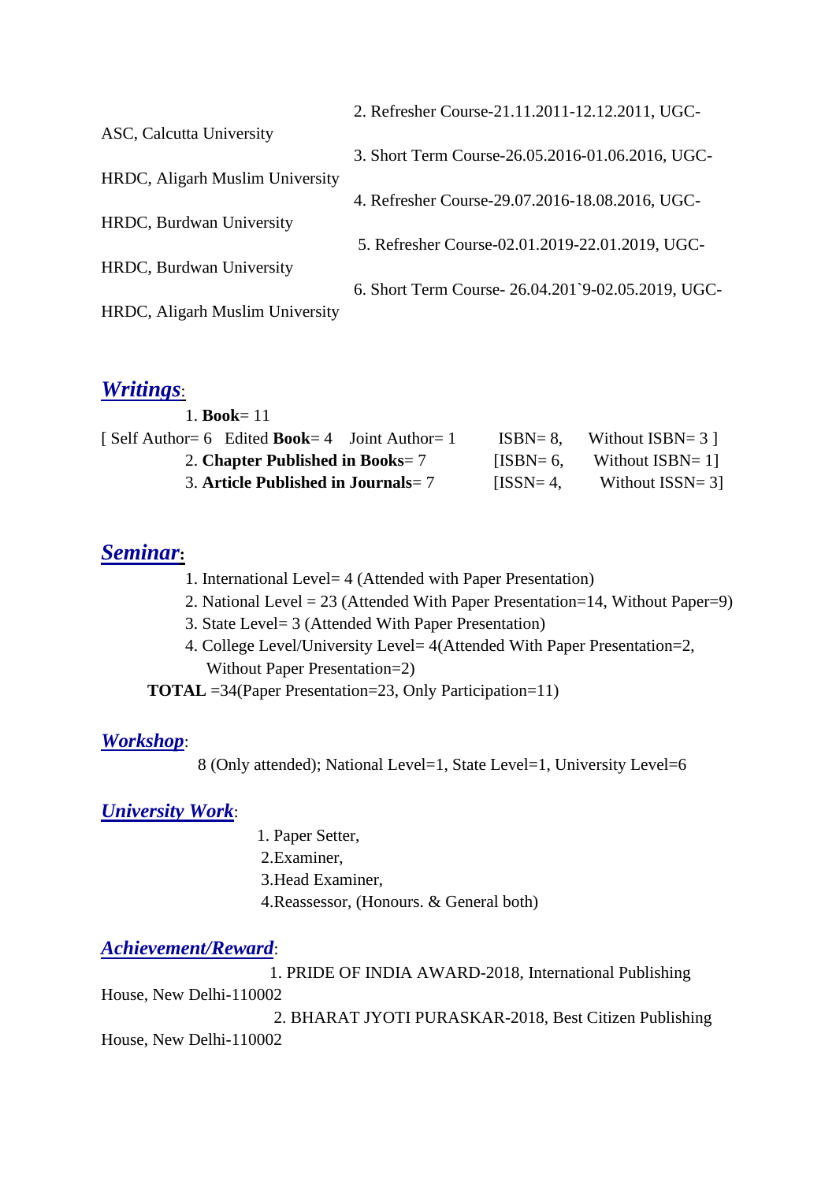2. Refresher Course-21.11.2011-12.12.2011, UGC-ASC, Calcutta University

3. Short Term Course-26.05.2016-01.06.2016, UGC-HRDC, Aligarh Muslim University

4. Refresher Course-29.07.2016-18.08.2016, UGC-HRDC, Burdwan University

5. Refresher Course-02.01.2019-22.01.2019, UGC-HRDC, Burdwan University

6. Short Term Course- 26.04.201`9-02.05.2019, UGC-HRDC, Aligarh Muslim University

## ***Writings***:

1. **Book**= 11
[ Self Author= 6 Edited **Book**= 4 Joint Author= 1 ISBN= 8, Without ISBN= 3 ]
2. **Chapter Published in Books**= 7 [ISBN= 6, Without ISBN= 1]
3. **Article Published in Journals**= 7 [ISSN= 4, Without ISSN= 3]

## ***Seminar*:**

1. International Level= 4 (Attended with Paper Presentation)
2. National Level = 23 (Attended With Paper Presentation=14, Without Paper=9)
3. State Level= 3 (Attended With Paper Presentation)
4. College Level/University Level= 4(Attended With Paper Presentation=2, Without Paper Presentation=2)

**TOTAL** =34(Paper Presentation=23, Only Participation=11)

## ***Workshop***:

8 (Only attended); National Level=1, State Level=1, University Level=6

## ***University Work***:

1. Paper Setter,
2. Examiner,
3. Head Examiner,
4. Reassessor, (Honours. & General both)

## ***Achievement/Reward***:

1. PRIDE OF INDIA AWARD-2018, International Publishing House, New Delhi-110002
2. BHARAT JYOTI PURASKAR-2018, Best Citizen Publishing House, New Delhi-110002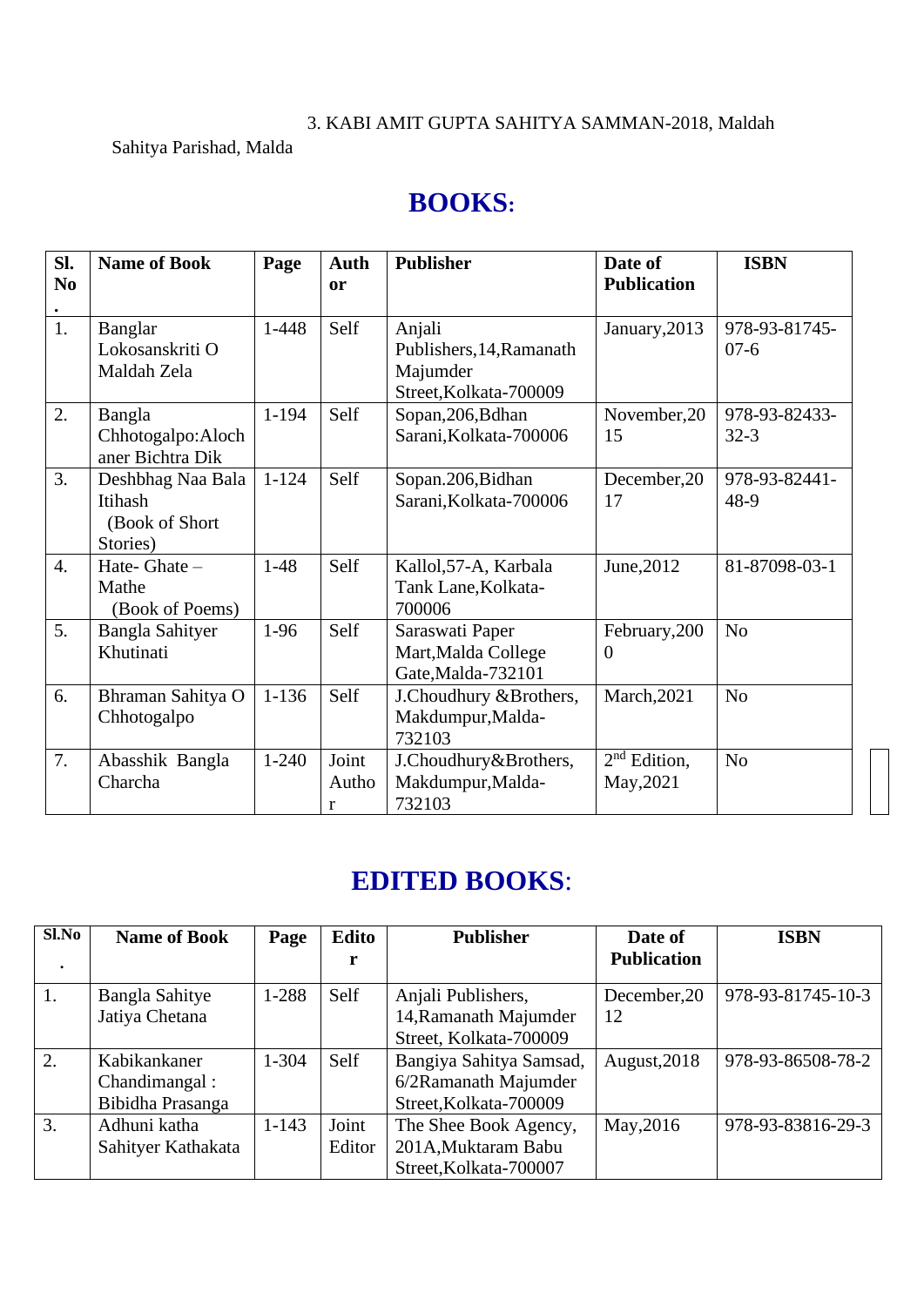3. KABI AMIT GUPTA SAHITYA SAMMAN-2018, Maldah Sahitya Parishad, Malda

## BOOKS:

| Sl. No. | Name of Book | Page | Author | Publisher | Date of Publication | ISBN |
|---|---|---|---|---|---|---|
| 1. | Banglar Lokosanskriti O Maldah Zela | 1-448 | Self | Anjali Publishers,14,Ramanath Majumder Street,Kolkata-700009 | January,2013 | 978-93-81745-07-6 |
| 2. | Bangla Chhotogalpo:Alochaner Bichtra Dik | 1-194 | Self | Sopan,206,Bdhan Sarani,Kolkata-700006 | November,2015 | 978-93-82433-32-3 |
| 3. | Deshbhag Naa Bala Itihash (Book of Short Stories) | 1-124 | Self | Sopan.206,Bidhan Sarani,Kolkata-700006 | December,2017 | 978-93-82441-48-9 |
| 4. | Hate- Ghate – Mathe (Book of Poems) | 1-48 | Self | Kallol,57-A, Karbala Tank Lane,Kolkata-700006 | June,2012 | 81-87098-03-1 |
| 5. | Bangla Sahityer Khutinati | 1-96 | Self | Saraswati Paper Mart,Malda College Gate,Malda-732101 | February,2000 | No |
| 6. | Bhraman Sahitya O Chhotogalpo | 1-136 | Self | J.Choudhury &Brothers, Makdumpur,Malda-732103 | March,2021 | No |
| 7. | Abasshik Bangla Charcha | 1-240 | Joint Author | J.Choudhury&Brothers, Makdumpur,Malda-732103 | 2nd Edition, May,2021 | No |

## EDITED BOOKS:

| Sl.No. | Name of Book | Page | Editor | Publisher | Date of Publication | ISBN |
|---|---|---|---|---|---|---|
| 1. | Bangla Sahitye Jatiya Chetana | 1-288 | Self | Anjali Publishers, 14,Ramanath Majumder Street, Kolkata-700009 | December,2012 | 978-93-81745-10-3 |
| 2. | Kabikankaner Chandimangal : Bibidha Prasanga | 1-304 | Self | Bangiya Sahitya Samsad, 6/2Ramanath Majumder Street,Kolkata-700009 | August,2018 | 978-93-86508-78-2 |
| 3. | Adhuni katha Sahityer Kathakata | 1-143 | Joint Editor | The Shee Book Agency, 201A,Muktaram Babu Street,Kolkata-700007 | May,2016 | 978-93-83816-29-3 |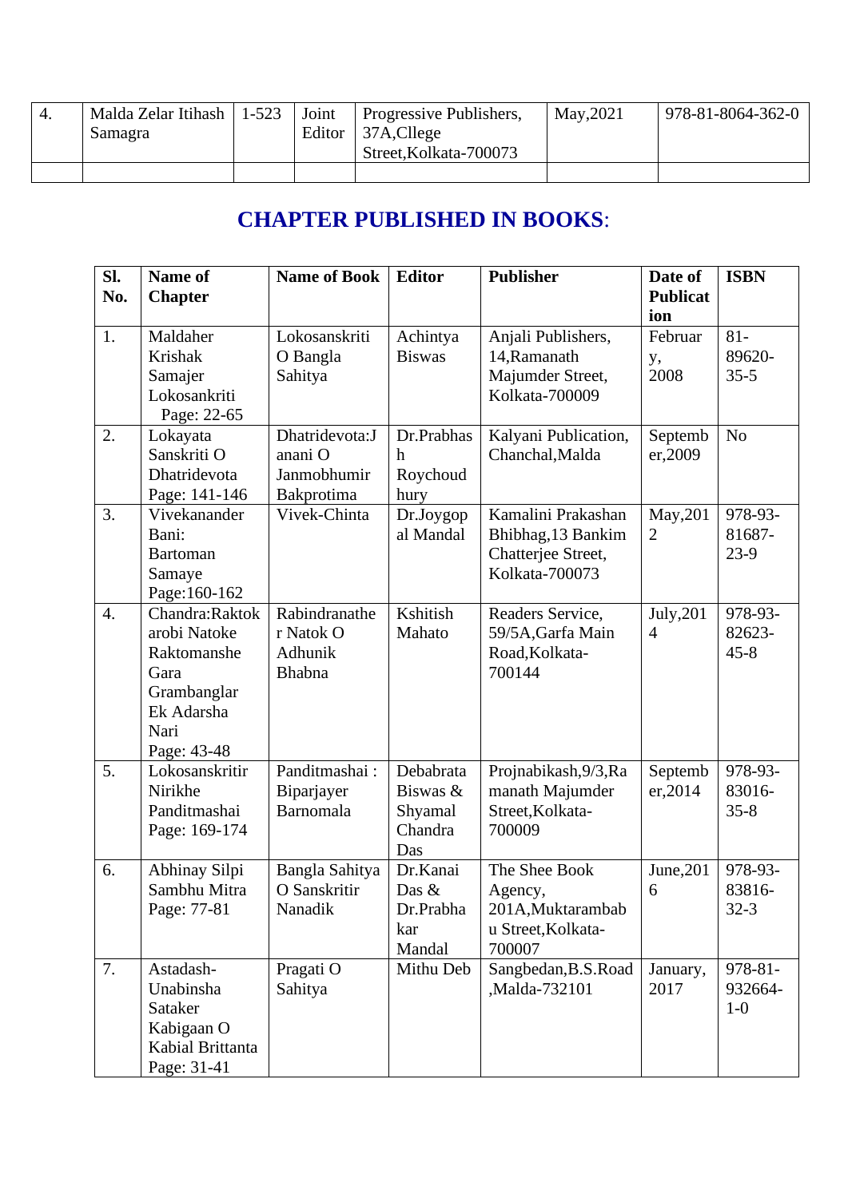| 4. | Malda Zelar Itihash Samagra | 1-523 | Joint Editor | Progressive Publishers, 37A,Cllege Street,Kolkata-700073 | May,2021 | 978-81-8064-362-0 |
|---|---|---|---|---|---|---|
| | | | | | | |

## CHAPTER PUBLISHED IN BOOKS:

| Sl. No. | Name of Chapter | Name of Book | Editor | Publisher | Date of Publication | ISBN |
|---|---|---|---|---|---|---|
| 1. | Maldaher Krishak Samajer Lokosankriti Page: 22-65 | Lokosanskriti O Bangla Sahitya | Achintya Biswas | Anjali Publishers, 14,Ramanath Majumder Street, Kolkata-700009 | February, 2008 | 81-89620-35-5 |
| 2. | Lokayata Sanskriti O Dhatridevota Page: 141-146 | Dhatridevota:Janani O Janmobhumir Bakprotima | Dr.Prabhash Roychoudhury | Kalyani Publication, Chanchal,Malda | September,2009 | No |
| 3. | Vivekanander Bani: Bartoman Samaye Page:160-162 | Vivek-Chinta | Dr.Joygopal Mandal | Kamalini Prakashan Bhibhag,13 Bankim Chatterjee Street, Kolkata-700073 | May,2012 | 978-93-81687-23-9 |
| 4. | Chandra:Raktokarobi Natoke Raktomanshe Gara Grambanglar Ek Adarsha Nari Page: 43-48 | Rabindranather Natok O Adhunik Bhabna | Kshitish Mahato | Readers Service, 59/5A,Garfa Main Road,Kolkata-700144 | July,2014 | 978-93-82623-45-8 |
| 5. | Lokosanskritir Nirikhe Panditmashai Page: 169-174 | Panditmashai : Biparjayer Barnomala | Debabrata Biswas & Shyamal Chandra Das | Projnabikash,9/3,Ramanath Majumder Street,Kolkata-700009 | September,2014 | 978-93-83016-35-8 |
| 6. | Abhinay Silpi Sambhu Mitra Page: 77-81 | Bangla Sahitya O Sanskritir Nanadik | Dr.Kanai Das & Dr.Prabhakar Mandal | The Shee Book Agency, 201A,Muktarambabu Street,Kolkata-700007 | June,2016 | 978-93-83816-32-3 |
| 7. | Astadash-Unabinsha Sataker Kabigaan O Kabial Brittanta Page: 31-41 | Pragati O Sahitya | Mithu Deb | Sangbedan,B.S.Road,Malda-732101 | January, 2017 | 978-81-932664-1-0 |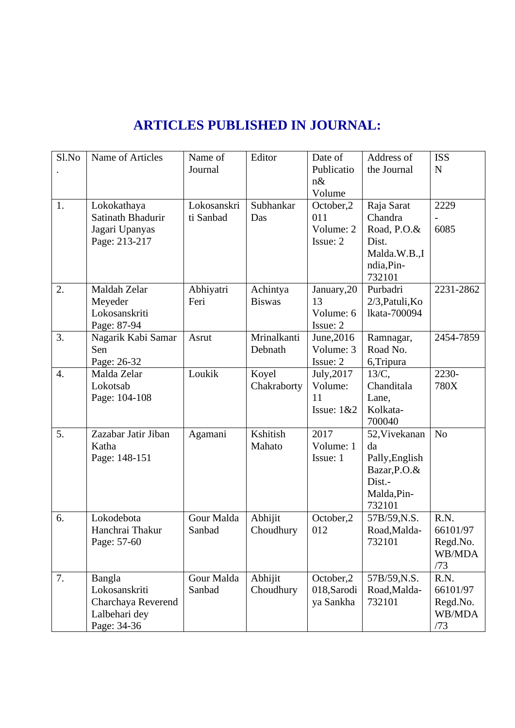## ARTICLES PUBLISHED IN JOURNAL:

| Sl.No. | Name of Articles | Name of Journal | Editor | Date of Publication& Volume | Address of the Journal | ISSN |
|---|---|---|---|---|---|---|
| 1. | Lokokathaya Satinath Bhadurir Jagari Upanyas Page: 213-217 | Lokosanskriti Sanbad | Subhankar Das | October,2011 Volume: 2 Issue: 2 | Raja Sarat Chandra Road, P.O.& Dist. Malda.W.B.,India,Pin-732101 | 2229-6085 |
| 2. | Maldah Zelar Meyeder Lokosanskriti Page: 87-94 | Abhiyatri Feri | Achintya Biswas | January,2013 Volume: 6 Issue: 2 | Purbadri 2/3,Patuli,Kolkata-700094 | 2231-2862 |
| 3. | Nagarik Kabi Samar Sen Page: 26-32 | Asrut | Mrinalkanti Debnath | June,2016 Volume: 3 Issue: 2 | Ramnagar, Road No. 6,Tripura | 2454-7859 |
| 4. | Malda Zelar Lokotsab Page: 104-108 | Loukik | Koyel Chakraborty | July,2017 Volume: 11 Issue: 1&2 | 13/C, Chanditala Lane, Kolkata-700040 | 2230-780X |
| 5. | Zazabar Jatir Jiban Katha Page: 148-151 | Agamani | Kshitish Mahato | 2017 Volume: 1 Issue: 1 | 52,Vivekananda Pally,English Bazar,P.O.& Dist.-Malda,Pin-732101 | No |
| 6. | Lokodebota Hanchrai Thakur Page: 57-60 | Gour Malda Sanbad | Abhijit Choudhury | October,2012 | 57B/59,N.S. Road,Malda-732101 | R.N. 66101/97 Regd.No. WB/MDA/73 |
| 7. | Bangla Lokosanskriti Charchaya Reverend Lalbehari dey Page: 34-36 | Gour Malda Sanbad | Abhijit Choudhury | October,2018,Sarodiya Sankha | 57B/59,N.S. Road,Malda-732101 | R.N. 66101/97 Regd.No. WB/MDA/73 |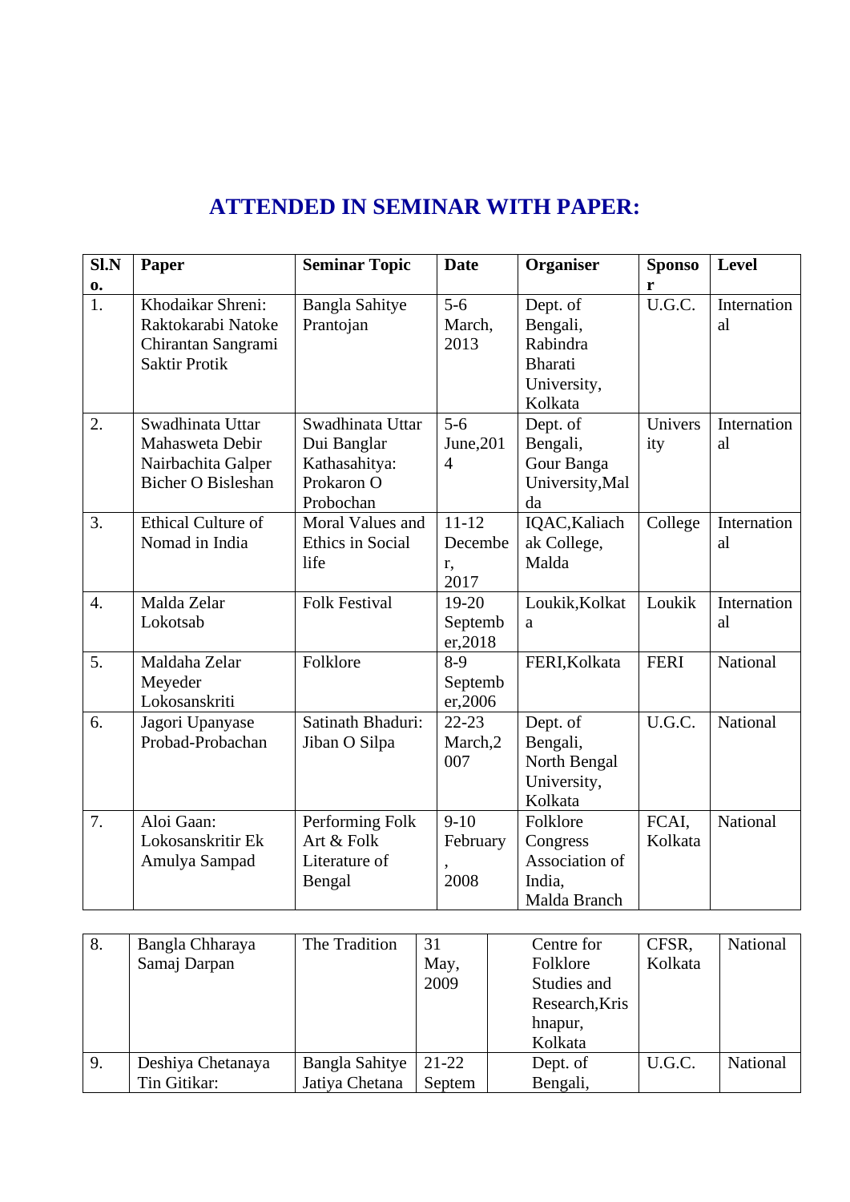# ATTENDED IN SEMINAR WITH PAPER:

| Sl.No. | Paper | Seminar Topic | Date | Organiser | Sponsor | Level |
|---|---|---|---|---|---|---|
| 1. | Khodaikar Shreni: Raktokarabi Natoke Chirantan Sangrami Saktir Protik | Bangla Sahitye Prantojan | 5-6 March, 2013 | Dept. of Bengali, Rabindra Bharati University, Kolkata | U.G.C. | International |
| 2. | Swadhinata Uttar Mahasweta Debir Nairbachita Galper Bicher O Bisleshan | Swadhinata Uttar Dui Banglar Kathasahitya: Prokaron O Probochan | 5-6 June,2014 | Dept. of Bengali, Gour Banga University,Malda | University | International |
| 3. | Ethical Culture of Nomad in India | Moral Values and Ethics in Social life | 11-12 December, 2017 | IQAC,Kaliachak College, Malda | College | International |
| 4. | Malda Zelar Lokotsab | Folk Festival | 19-20 September,2018 | Loukik,Kolkata | Loukik | International |
| 5. | Maldaha Zelar Meyeder Lokosanskriti | Folklore | 8-9 September,2006 | FERI,Kolkata | FERI | National |
| 6. | Jagori Upanyase Probad-Probachan | Satinath Bhaduri: Jiban O Silpa | 22-23 March,2007 | Dept. of Bengali, North Bengal University, Kolkata | U.G.C. | National |
| 7. | Aloi Gaan: Lokosanskritir Ek Amulya Sampad | Performing Folk Art & Folk Literature of Bengal | 9-10 February, 2008 | Folklore Congress Association of India, Malda Branch | FCAI, Kolkata | National |
| 8. | Bangla Chharaya Samaj Darpan | The Tradition | 31 May, 2009 | Centre for Folklore Studies and Research,Krishnapur, Kolkata | CFSR, Kolkata | National |
| 9. | Deshiya Chetanaya Tin Gitikar: | Bangla Sahitye Jatiya Chetana | 21-22 Septem | Dept. of Bengali, | U.G.C. | National |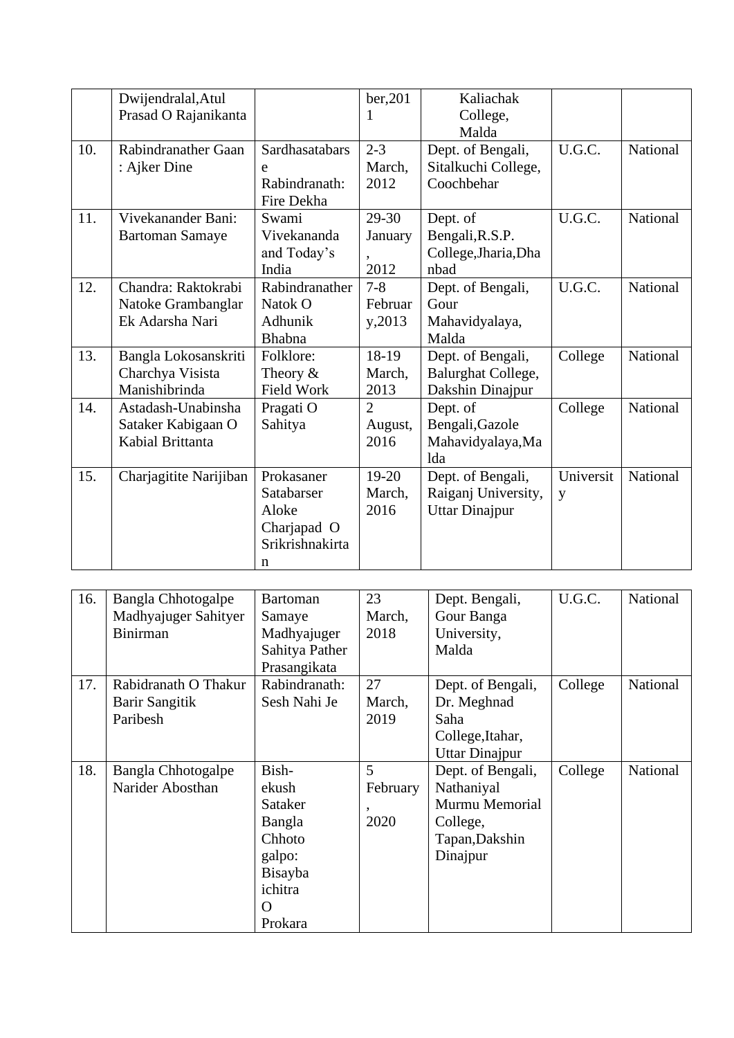| | Dwijendralal,Atul Prasad O Rajanikanta | | ber,2011 | Kaliachak College, Malda | | |
|---|---|---|---|---|---|---|
| 10. | Rabindranather Gaan : Ajker Dine | Sardhasatabarse Rabindranath: Fire Dekha | 2-3 March, 2012 | Dept. of Bengali, Sitalkuchi College, Coochbehar | U.G.C. | National |
| 11. | Vivekanander Bani: Bartoman Samaye | Swami Vivekananda and Today's India | 29-30 January, 2012 | Dept. of Bengali,R.S.P. College,Jharia,Dhanbad | U.G.C. | National |
| 12. | Chandra: Raktokrabi Natoke Grambanglar Ek Adarsha Nari | Rabindranather Natok O Adhunik Bhabna | 7-8 February,2013 | Dept. of Bengali, Gour Mahavidyalaya, Malda | U.G.C. | National |
| 13. | Bangla Lokosanskriti Charchya Visista Manishibrinda | Folklore: Theory & Field Work | 18-19 March, 2013 | Dept. of Bengali, Balurghat College, Dakshin Dinajpur | College | National |
| 14. | Astadash-Unabinsha Sataker Kabigaan O Kabial Brittanta | Pragati O Sahitya | 2 August, 2016 | Dept. of Bengali,Gazole Mahavidyalaya,Malda | College | National |
| 15. | Charjagitite Narijiban | Prokasaner Satabarser Aloke Charjapad O Srikrishnakirtan | 19-20 March, 2016 | Dept. of Bengali, Raiganj University, Uttar Dinajpur | University | National |
| 16. | Bangla Chhotogalpe Madhyajuger Sahityer Binirman | Bartoman Samaye Madhyajuger Sahitya Pather Prasangikata | 23 March, 2018 | Dept. Bengali, Gour Banga University, Malda | U.G.C. | National |
| 17. | Rabidranath O Thakur Barir Sangitik Paribesh | Rabindranath: Sesh Nahi Je | 27 March, 2019 | Dept. of Bengali, Dr. Meghnad Saha College,Itahar, Uttar Dinajpur | College | National |
| 18. | Bangla Chhotogalpe Narider Abosthan | Bish-ekush Sataker Bangla Chhoto galpo: Bisaybaichitra O Prokara | 5 February, 2020 | Dept. of Bengali, Nathaniyal Murmu Memorial College, Tapan,Dakshin Dinajpur | College | National |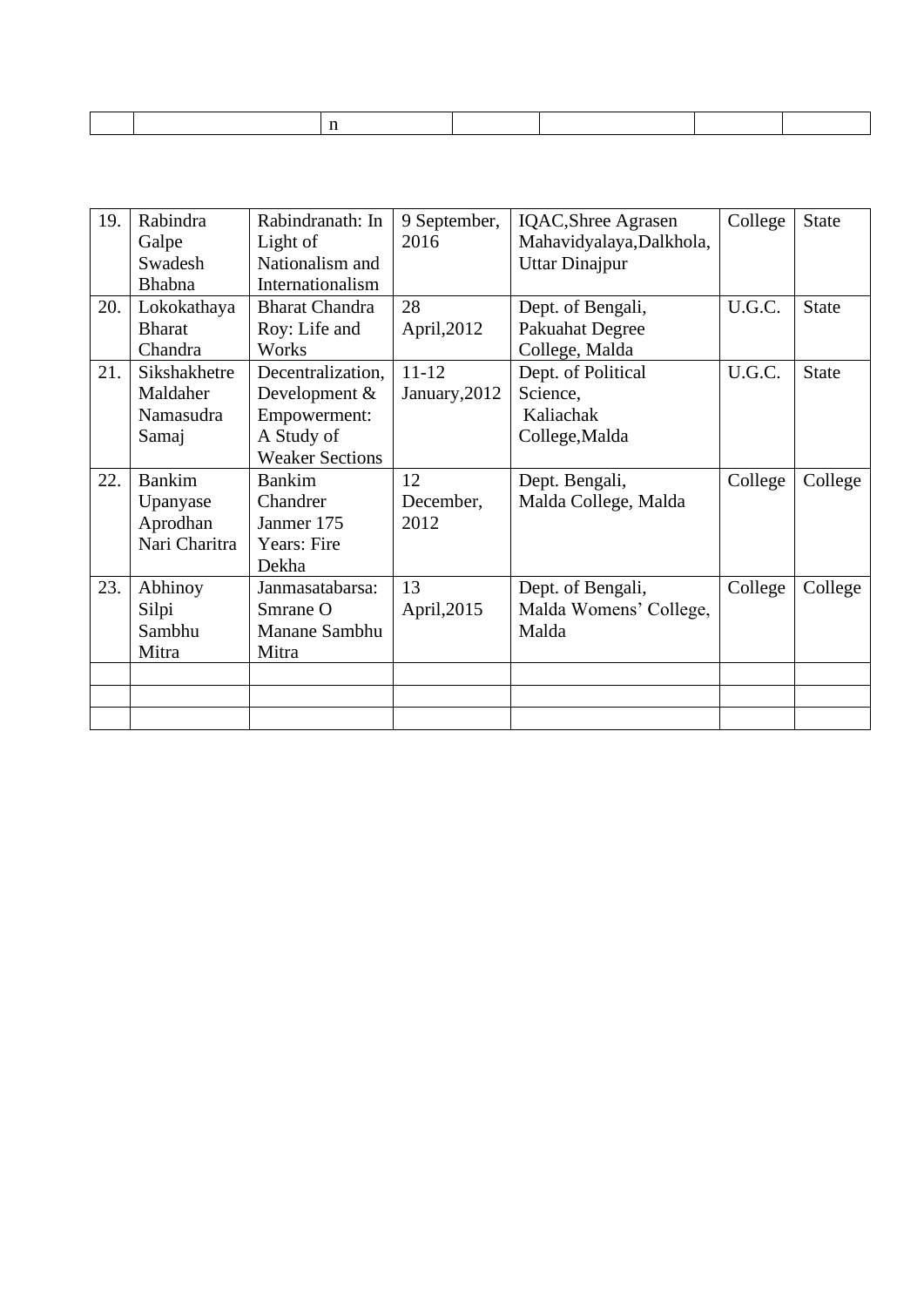| | | | | | | |
|---|---|---|---|---|---|---|
| | | n | | | | |

| | | | | | | |
|---|---|---|---|---|---|---|
| 19. | Rabindra Galpe Swadesh Bhabna | Rabindranath: In Light of Nationalism and Internationalism | 9 September, 2016 | IQAC,Shree Agrasen Mahavidyalaya,Dalkhola, Uttar Dinajpur | College | State |
| 20. | Lokokathaya Bharat Chandra | Bharat Chandra Roy: Life and Works | 28 April,2012 | Dept. of Bengali, Pakuahat Degree College, Malda | U.G.C. | State |
| 21. | Sikshakhetre Maldaher Namasudra Samaj | Decentralization, Development & Empowerment: A Study of Weaker Sections | 11-12 January,2012 | Dept. of Political Science, Kaliachak College,Malda | U.G.C. | State |
| 22. | Bankim Upanyase Aprodhan Nari Charitra | Bankim Chandrer Janmer 175 Years: Fire Dekha | 12 December, 2012 | Dept. Bengali, Malda College, Malda | College | College |
| 23. | Abhinoy Silpi Sambhu Mitra | Janmasatabarsa: Smrane O Manane Sambhu Mitra | 13 April,2015 | Dept. of Bengali, Malda Womens' College, Malda | College | College |
| | | | | | | |
| | | | | | | |
| | | | | | | |